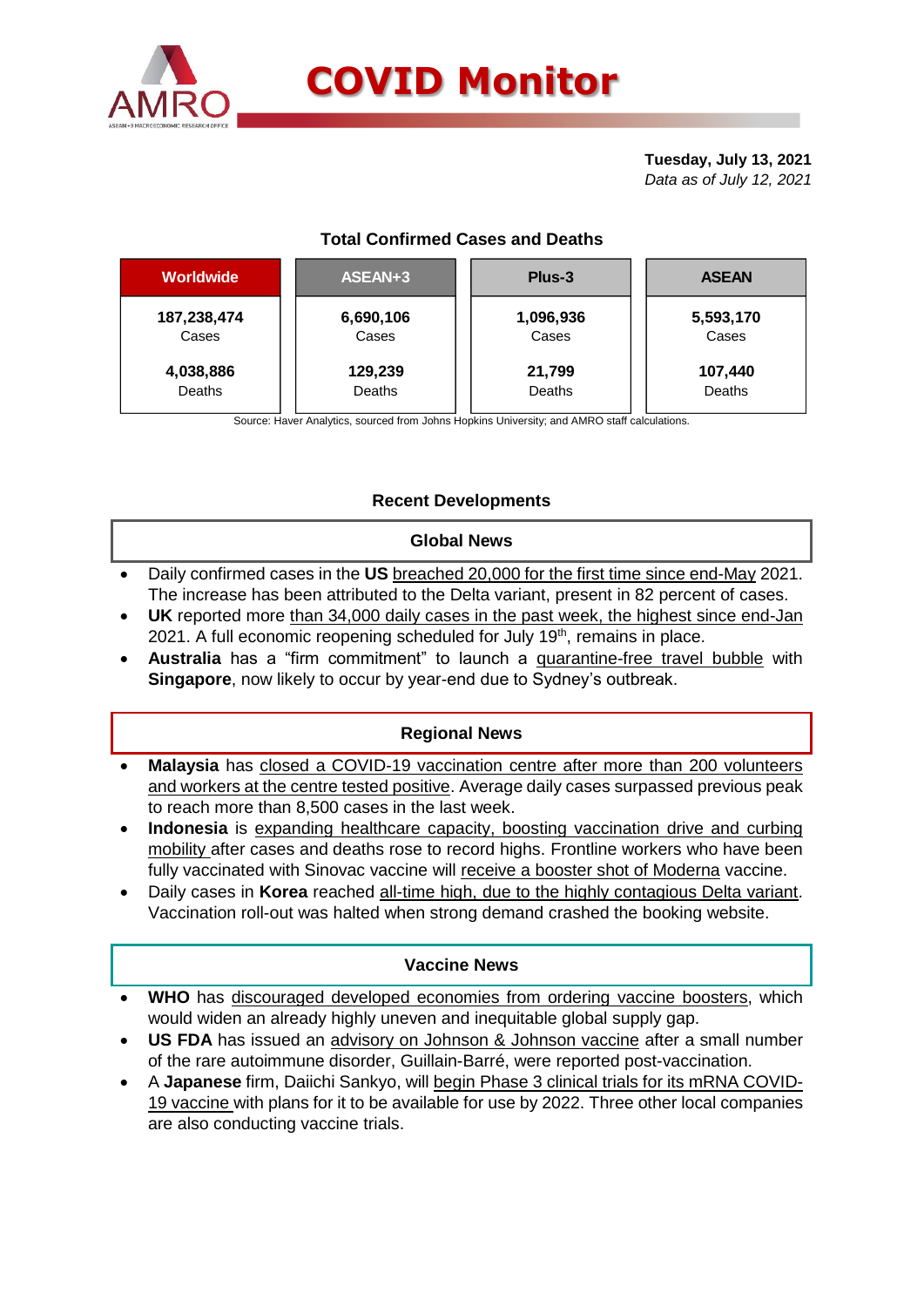# COVID Monitor

**Tuesday, July 13, 2021**
*Data as of July 12, 2021*

### Total Confirmed Cases and Deaths

| Worldwide | ASEAN+3 | Plus-3 | ASEAN |
|---|---|---|---|
| **187,238,474** Cases | **6,690,106** Cases | **1,096,936** Cases | **5,593,170** Cases |
| **4,038,886** Deaths | **129,239** Deaths | **21,799** Deaths | **107,440** Deaths |

Source: Haver Analytics, sourced from Johns Hopkins University; and AMRO staff calculations.

## Recent Developments

### Global News

- Daily confirmed cases in the **US** breached 20,000 for the first time since end-May 2021. The increase has been attributed to the Delta variant, present in 82 percent of cases.
- **UK** reported more than 34,000 daily cases in the past week, the highest since end-Jan 2021. A full economic reopening scheduled for July 19th, remains in place.
- **Australia** has a "firm commitment" to launch a quarantine-free travel bubble with **Singapore**, now likely to occur by year-end due to Sydney's outbreak.

### Regional News

- **Malaysia** has closed a COVID-19 vaccination centre after more than 200 volunteers and workers at the centre tested positive. Average daily cases surpassed previous peak to reach more than 8,500 cases in the last week.
- **Indonesia** is expanding healthcare capacity, boosting vaccination drive and curbing mobility after cases and deaths rose to record highs. Frontline workers who have been fully vaccinated with Sinovac vaccine will receive a booster shot of Moderna vaccine.
- Daily cases in **Korea** reached all-time high, due to the highly contagious Delta variant. Vaccination roll-out was halted when strong demand crashed the booking website.

### Vaccine News

- **WHO** has discouraged developed economies from ordering vaccine boosters, which would widen an already highly uneven and inequitable global supply gap.
- **US FDA** has issued an advisory on Johnson & Johnson vaccine after a small number of the rare autoimmune disorder, Guillain-Barré, were reported post-vaccination.
- A **Japanese** firm, Daiichi Sankyo, will begin Phase 3 clinical trials for its mRNA COVID-19 vaccine with plans for it to be available for use by 2022. Three other local companies are also conducting vaccine trials.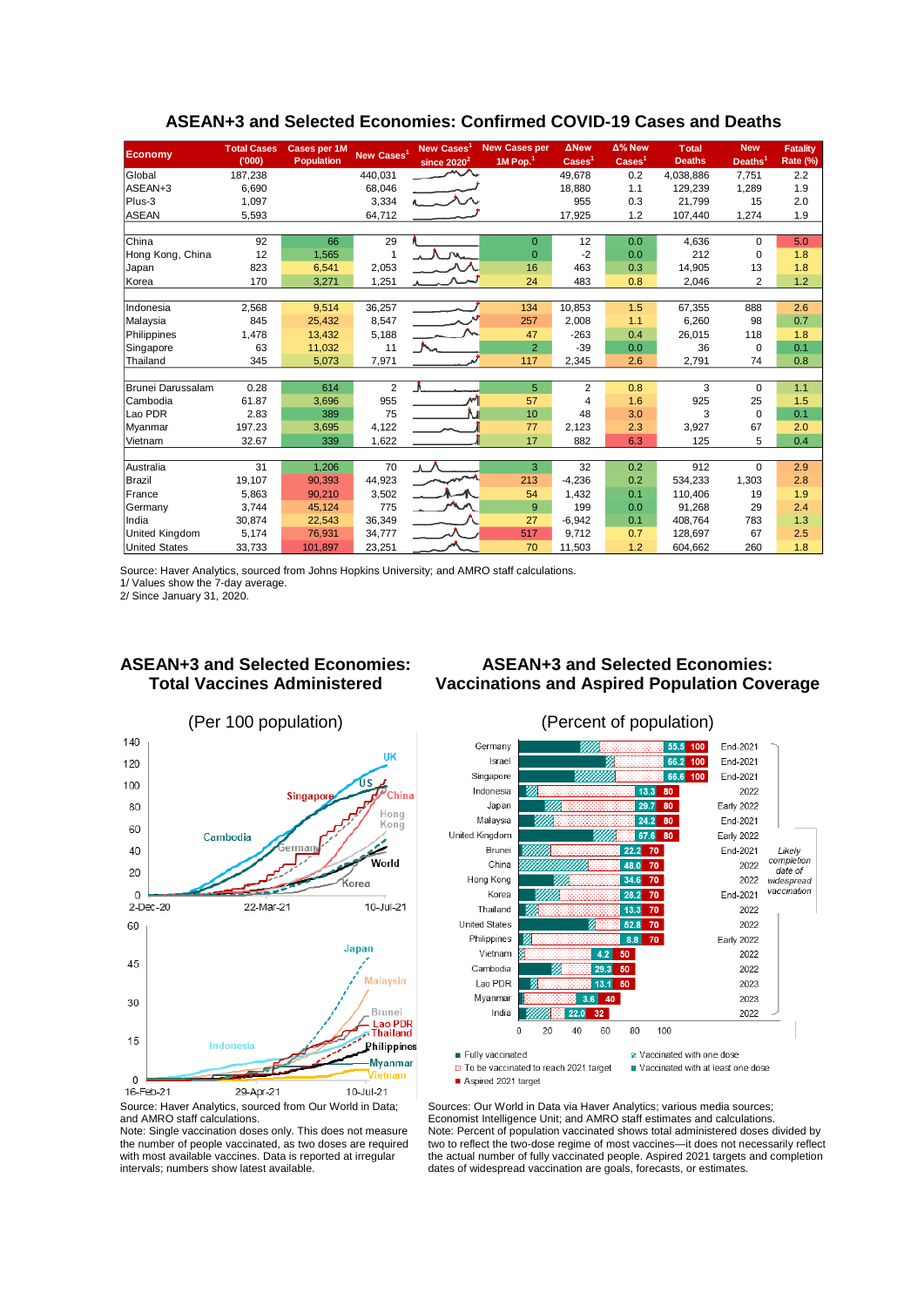## ASEAN+3 and Selected Economies: Confirmed COVID-19 Cases and Deaths

| Economy | Total Cases ('000) | Cases per 1M Population | New Cases[1] | New Cases[1] since 2020[2] | New Cases per 1M Pop.[1] | ΔNew Cases[1] | Δ% New Cases[1] | Total Deaths | New Deaths[1] | Fatality Rate (%) |
|---|---|---|---|---|---|---|---|---|---|---|
| Global | 187,238 | | 440,031 | | | 49,678 | 0.2 | 4,038,886 | 7,751 | 2.2 |
| ASEAN+3 | 6,690 | | 68,046 | | | 18,880 | 1.1 | 129,239 | 1,289 | 1.9 |
| Plus-3 | 1,097 | | 3,334 | | | 955 | 0.3 | 21,799 | 15 | 2.0 |
| ASEAN | 5,593 | | 64,712 | | | 17,925 | 1.2 | 107,440 | 1,274 | 1.9 |
| | | | | | | | | | | |
| China | 92 | 66 | 29 | | 0 | 12 | 0.0 | 4,636 | 0 | 5.0 |
| Hong Kong, China | 12 | 1,565 | 1 | | 0 | -2 | 0.0 | 212 | 0 | 1.8 |
| Japan | 823 | 6,541 | 2,053 | | 16 | 463 | 0.3 | 14,905 | 13 | 1.8 |
| Korea | 170 | 3,271 | 1,251 | | 24 | 483 | 0.8 | 2,046 | 2 | 1.2 |
| | | | | | | | | | | |
| Indonesia | 2,568 | 9,514 | 36,257 | | 134 | 10,853 | 1.5 | 67,355 | 888 | 2.6 |
| Malaysia | 845 | 25,432 | 8,547 | | 257 | 2,008 | 1.1 | 6,260 | 98 | 0.7 |
| Philippines | 1,478 | 13,432 | 5,188 | | 47 | -263 | 0.4 | 26,015 | 118 | 1.8 |
| Singapore | 63 | 11,032 | 11 | | 2 | -39 | 0.0 | 36 | 0 | 0.1 |
| Thailand | 345 | 5,073 | 7,971 | | 117 | 2,345 | 2.6 | 2,791 | 74 | 0.8 |
| | | | | | | | | | | |
| Brunei Darussalam | 0.28 | 614 | 2 | | 5 | 2 | 0.8 | 3 | 0 | 1.1 |
| Cambodia | 61.87 | 3,696 | 955 | | 57 | 4 | 1.6 | 925 | 25 | 1.5 |
| Lao PDR | 2.83 | 389 | 75 | | 10 | 48 | 3.0 | 3 | 0 | 0.1 |
| Myanmar | 197.23 | 3,695 | 4,122 | | 77 | 2,123 | 2.3 | 3,927 | 67 | 2.0 |
| Vietnam | 32.67 | 339 | 1,622 | | 17 | 882 | 6.3 | 125 | 5 | 0.4 |
| | | | | | | | | | | |
| Australia | 31 | 1,206 | 70 | | 3 | 32 | 0.2 | 912 | 0 | 2.9 |
| Brazil | 19,107 | 90,393 | 44,923 | | 213 | -4,236 | 0.2 | 534,233 | 1,303 | 2.8 |
| France | 5,863 | 90,210 | 3,502 | | 54 | 1,432 | 0.1 | 110,406 | 19 | 1.9 |
| Germany | 3,744 | 45,124 | 775 | | 9 | 199 | 0.0 | 91,268 | 29 | 2.4 |
| India | 30,874 | 22,543 | 36,349 | | 27 | -6,942 | 0.1 | 408,764 | 783 | 1.3 |
| United Kingdom | 5,174 | 76,931 | 34,777 | | 517 | 9,712 | 0.7 | 128,697 | 67 | 2.5 |
| United States | 33,733 | 101,897 | 23,251 | | 70 | 11,503 | 1.2 | 604,662 | 260 | 1.8 |

Source: Haver Analytics, sourced from Johns Hopkins University; and AMRO staff calculations.
1/ Values show the 7-day average.
2/ Since January 31, 2020.

## ASEAN+3 and Selected Economies: Total Vaccines Administered

(Per 100 population)

140
120
100
80
60
40
20
0
2-Dec-20
22-Mar-21
10-Jul-21
UK
US
Singapore
China
Hong Kong
Cambodia
Germany
World
Korea

60
45
30
15
0
16-Feb-21
29-Apr-21
10-Jul-21
Japan
Malaysia
Brunei
Lao PDR
Thailand
Indonesia
Philippines
Myanmar
Vietnam

Source: Haver Analytics, sourced from Our World in Data; and AMRO staff calculations.
Note: Single vaccination doses only. This does not measure the number of people vaccinated, as two doses are required with most available vaccines. Data is reported at irregular intervals; numbers show latest available.

## ASEAN+3 and Selected Economies: Vaccinations and Aspired Population Coverage

(Percent of population)

Germany 55.5 100 End-2021
Israel 66.2 100 End-2021
Singapore 66.6 100 End-2021
Indonesia 13.3 80 2022
Japan 29.7 80 Early 2022
Malaysia 24.2 80 End-2021
United Kingdom 67.6 80 Early 2022
Brunei 22.2 70 End-2021
China 48.0 70 2022
Hong Kong 34.6 70 2022
Korea 28.2 70 End-2021
Thailand 13.3 70 2022
United States 52.8 70 2022
Philippines 8.8 70 Early 2022
Vietnam 4.2 50 2022
Cambodia 29.3 50 2022
Lao PDR 13.1 50 2023
Myanmar 3.6 40 2023
India 22.0 32 2022

Likely completion date of widespread vaccination

0 20 40 60 80 100

■ Fully vaccinated
□ To be vaccinated to reach 2021 target
■ Aspired 2021 target
▨ Vaccinated with one dose
■ Vaccinated with at least one dose

Sources: Our World in Data via Haver Analytics; various media sources; Economist Intelligence Unit; and AMRO staff estimates and calculations.
Note: Percent of population vaccinated shows total administered doses divided by two to reflect the two-dose regime of most vaccines—it does not necessarily reflect the actual number of fully vaccinated people. Aspired 2021 targets and completion dates of widespread vaccination are goals, forecasts, or estimates.